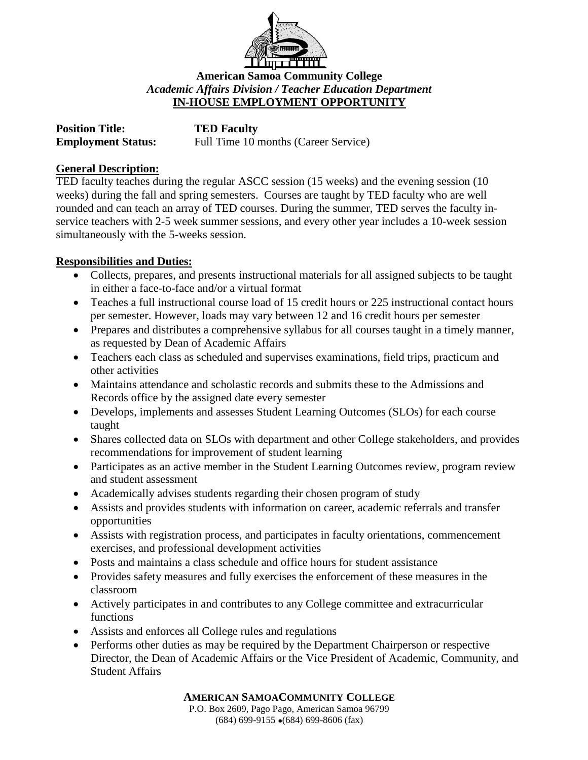**American Samoa Community College**
*Academic Affairs Division / Teacher Education Department*
**IN-HOUSE EMPLOYMENT OPPORTUNITY**

**Position Title:** **TED Faculty**
**Employment Status:** Full Time 10 months (Career Service)

## General Description:

TED faculty teaches during the regular ASCC session (15 weeks) and the evening session (10 weeks) during the fall and spring semesters. Courses are taught by TED faculty who are well rounded and can teach an array of TED courses. During the summer, TED serves the faculty in-service teachers with 2-5 week summer sessions, and every other year includes a 10-week session simultaneously with the 5-weeks session.

## Responsibilities and Duties:

- Collects, prepares, and presents instructional materials for all assigned subjects to be taught in either a face-to-face and/or a virtual format
- Teaches a full instructional course load of 15 credit hours or 225 instructional contact hours per semester. However, loads may vary between 12 and 16 credit hours per semester
- Prepares and distributes a comprehensive syllabus for all courses taught in a timely manner, as requested by Dean of Academic Affairs
- Teachers each class as scheduled and supervises examinations, field trips, practicum and other activities
- Maintains attendance and scholastic records and submits these to the Admissions and Records office by the assigned date every semester
- Develops, implements and assesses Student Learning Outcomes (SLOs) for each course taught
- Shares collected data on SLOs with department and other College stakeholders, and provides recommendations for improvement of student learning
- Participates as an active member in the Student Learning Outcomes review, program review and student assessment
- Academically advises students regarding their chosen program of study
- Assists and provides students with information on career, academic referrals and transfer opportunities
- Assists with registration process, and participates in faculty orientations, commencement exercises, and professional development activities
- Posts and maintains a class schedule and office hours for student assistance
- Provides safety measures and fully exercises the enforcement of these measures in the classroom
- Actively participates in and contributes to any College committee and extracurricular functions
- Assists and enforces all College rules and regulations
- Performs other duties as may be required by the Department Chairperson or respective Director, the Dean of Academic Affairs or the Vice President of Academic, Community, and Student Affairs

**AMERICAN SAMOACOMMUNITY COLLEGE**
P.O. Box 2609, Pago Pago, American Samoa 96799
(684) 699-9155 •(684) 699-8606 (fax)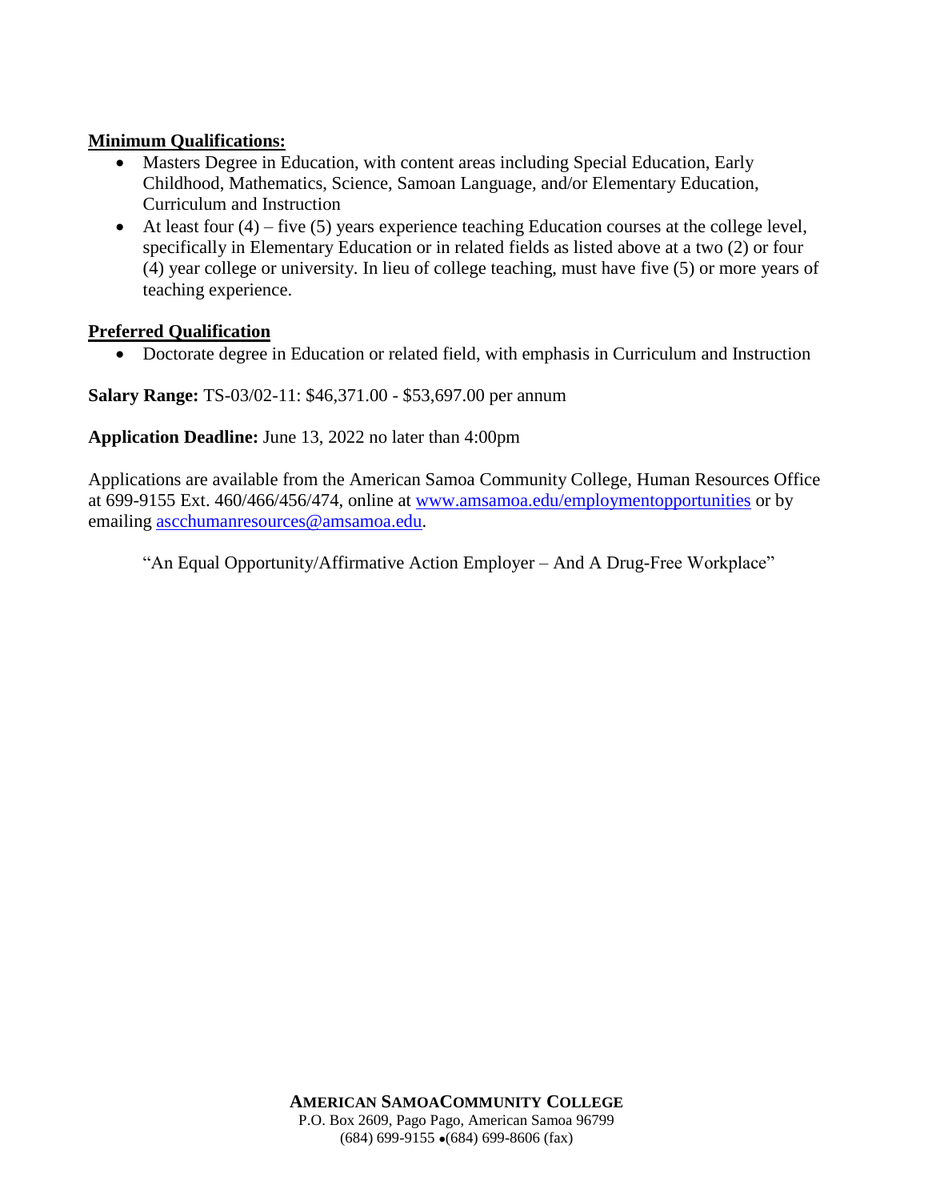**Minimum Qualifications:**

- Masters Degree in Education, with content areas including Special Education, Early Childhood, Mathematics, Science, Samoan Language, and/or Elementary Education, Curriculum and Instruction
- At least four (4) – five (5) years experience teaching Education courses at the college level, specifically in Elementary Education or in related fields as listed above at a two (2) or four (4) year college or university. In lieu of college teaching, must have five (5) or more years of teaching experience.

**Preferred Qualification**

- Doctorate degree in Education or related field, with emphasis in Curriculum and Instruction

**Salary Range:** TS-03/02-11: $46,371.00 - $53,697.00 per annum

**Application Deadline:** June 13, 2022 no later than 4:00pm

Applications are available from the American Samoa Community College, Human Resources Office at 699-9155 Ext. 460/466/456/474, online at www.amsamoa.edu/employmentopportunities or by emailing ascchumanresources@amsamoa.edu.

"An Equal Opportunity/Affirmative Action Employer – And A Drug-Free Workplace"

**AMERICAN SAMOACOMMUNITY COLLEGE**
P.O. Box 2609, Pago Pago, American Samoa 96799
(684) 699-9155 •(684) 699-8606 (fax)